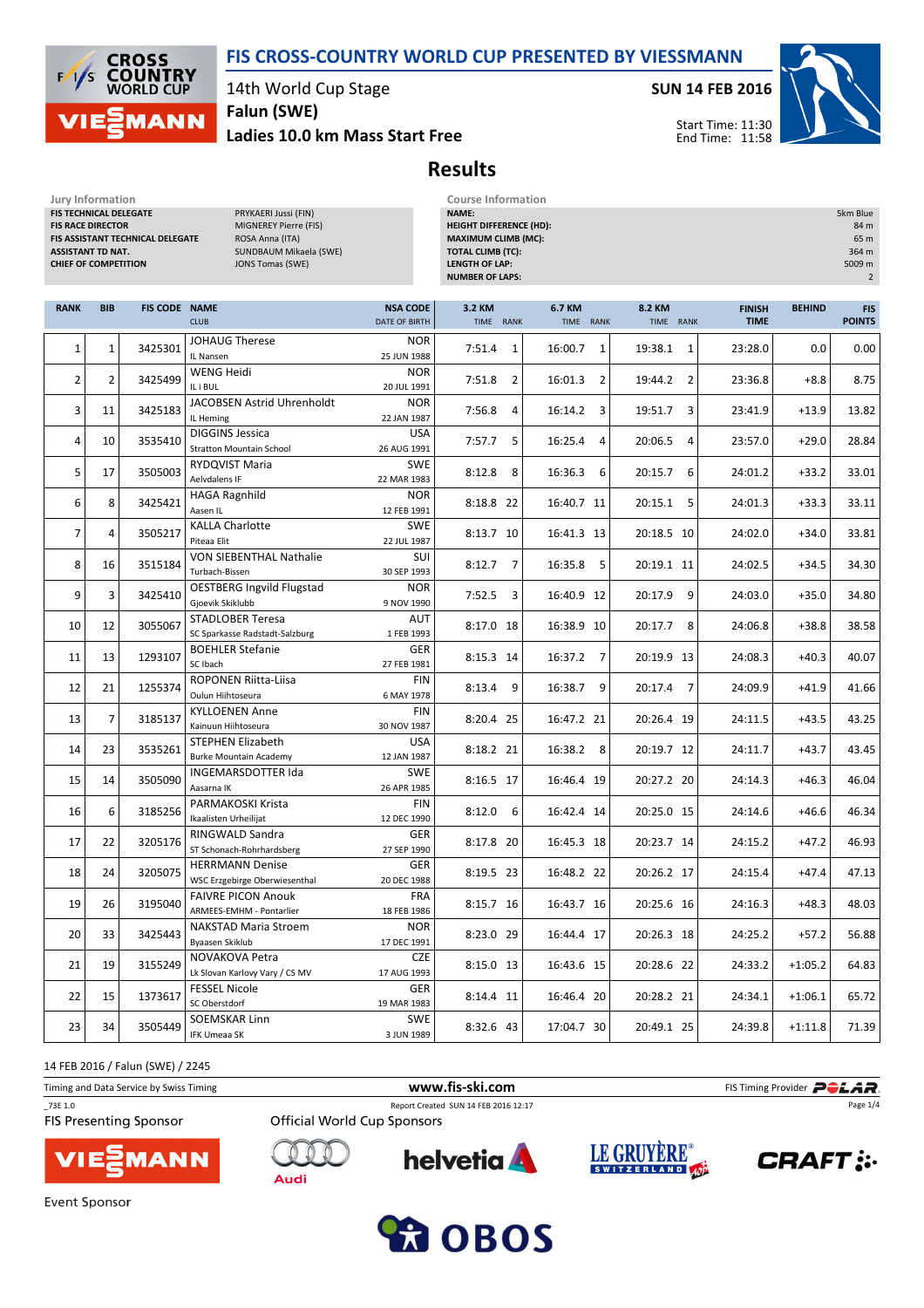# FIS CROSS-COUNTRY WORLD CUP PRESENTED BY VIESSMANN

14th World Cup Stage
**Falun (SWE)**
**Ladies 10.0 km Mass Start Free**

**SUN 14 FEB 2016**
Start Time: 11:30
End Time: 11:58

## Results

| Jury Information | |
|---|---|
| FIS TECHNICAL DELEGATE | PRYKAERI Jussi (FIN) |
| FIS RACE DIRECTOR | MIGNEREY Pierre (FIS) |
| FIS ASSISTANT TECHNICAL DELEGATE | ROSA Anna (ITA) |
| ASSISTANT TD NAT. | SUNDBAUM Mikaela (SWE) |
| CHIEF OF COMPETITION | JONS Tomas (SWE) |

| Course Information | |
|---|---|
| NAME: | 5km Blue |
| HEIGHT DIFFERENCE (HD): | 84 m |
| MAXIMUM CLIMB (MC): | 65 m |
| TOTAL CLIMB (TC): | 364 m |
| LENGTH OF LAP: | 5009 m |
| NUMBER OF LAPS: | 2 |

| RANK | BIB | FIS CODE | NAME / CLUB | NSA CODE / DATE OF BIRTH | 3.2 KM TIME | RANK | 6.7 KM TIME | RANK | 8.2 KM TIME | RANK | FINISH TIME | BEHIND | FIS POINTS |
|---|---|---|---|---|---|---|---|---|---|---|---|---|---|
| 1 | 1 | 3425301 | JOHAUG Therese / IL Nansen | NOR / 25 JUN 1988 | 7:51.4 | 1 | 16:00.7 | 1 | 19:38.1 | 1 | 23:28.0 | 0.0 | 0.00 |
| 2 | 2 | 3425499 | WENG Heidi / IL i BUL | NOR / 20 JUL 1991 | 7:51.8 | 2 | 16:01.3 | 2 | 19:44.2 | 2 | 23:36.8 | +8.8 | 8.75 |
| 3 | 11 | 3425183 | JACOBSEN Astrid Uhrenholdt / IL Heming | NOR / 22 JAN 1987 | 7:56.8 | 4 | 16:14.2 | 3 | 19:51.7 | 3 | 23:41.9 | +13.9 | 13.82 |
| 4 | 10 | 3535410 | DIGGINS Jessica / Stratton Mountain School | USA / 26 AUG 1991 | 7:57.7 | 5 | 16:25.4 | 4 | 20:06.5 | 4 | 23:57.0 | +29.0 | 28.84 |
| 5 | 17 | 3505003 | RYDQVIST Maria / Aelvdalens IF | SWE / 22 MAR 1983 | 8:12.8 | 8 | 16:36.3 | 6 | 20:15.7 | 6 | 24:01.2 | +33.2 | 33.01 |
| 6 | 8 | 3425421 | HAGA Ragnhild / Aasen IL | NOR / 12 FEB 1991 | 8:18.8 | 22 | 16:40.7 | 11 | 20:15.1 | 5 | 24:01.3 | +33.3 | 33.11 |
| 7 | 4 | 3505217 | KALLA Charlotte / Piteaa Elit | SWE / 22 JUL 1987 | 8:13.7 | 10 | 16:41.3 | 13 | 20:18.5 | 10 | 24:02.0 | +34.0 | 33.81 |
| 8 | 16 | 3515184 | VON SIEBENTHAL Nathalie / Turbach-Bissen | SUI / 30 SEP 1993 | 8:12.7 | 7 | 16:35.8 | 5 | 20:19.1 | 11 | 24:02.5 | +34.5 | 34.30 |
| 9 | 3 | 3425410 | OESTBERG Ingvild Flugstad / Gjoevik Skiklubb | NOR / 9 NOV 1990 | 7:52.5 | 3 | 16:40.9 | 12 | 20:17.9 | 9 | 24:03.0 | +35.0 | 34.80 |
| 10 | 12 | 3055067 | STADLOBER Teresa / SC Sparkasse Radstadt-Salzburg | AUT / 1 FEB 1993 | 8:17.0 | 18 | 16:38.9 | 10 | 20:17.7 | 8 | 24:06.8 | +38.8 | 38.58 |
| 11 | 13 | 1293107 | BOEHLER Stefanie / SC Ibach | GER / 27 FEB 1981 | 8:15.3 | 14 | 16:37.2 | 7 | 20:19.9 | 13 | 24:08.3 | +40.3 | 40.07 |
| 12 | 21 | 1255374 | ROPONEN Riitta-Liisa / Oulun Hiihtoseura | FIN / 6 MAY 1978 | 8:13.4 | 9 | 16:38.7 | 9 | 20:17.4 | 7 | 24:09.9 | +41.9 | 41.66 |
| 13 | 7 | 3185137 | KYLLOENEN Anne / Kainuun Hiihtoseura | FIN / 30 NOV 1987 | 8:20.4 | 25 | 16:47.2 | 21 | 20:26.4 | 19 | 24:11.5 | +43.5 | 43.25 |
| 14 | 23 | 3535261 | STEPHEN Elizabeth / Burke Mountain Academy | USA / 12 JAN 1987 | 8:18.2 | 21 | 16:38.2 | 8 | 20:19.7 | 12 | 24:11.7 | +43.7 | 43.45 |
| 15 | 14 | 3505090 | INGEMARSDOTTER Ida / Aasarna IK | SWE / 26 APR 1985 | 8:16.5 | 17 | 16:46.4 | 19 | 20:27.2 | 20 | 24:14.3 | +46.3 | 46.04 |
| 16 | 6 | 3185256 | PARMAKOSKI Krista / Ikaalisten Urheilijat | FIN / 12 DEC 1990 | 8:12.0 | 6 | 16:42.4 | 14 | 20:25.0 | 15 | 24:14.6 | +46.6 | 46.34 |
| 17 | 22 | 3205176 | RINGWALD Sandra / ST Schonach-Rohrhardsberg | GER / 27 SEP 1990 | 8:17.8 | 20 | 16:45.3 | 18 | 20:23.7 | 14 | 24:15.2 | +47.2 | 46.93 |
| 18 | 24 | 3205075 | HERRMANN Denise / WSC Erzgebirge Oberwiesenthal | GER / 20 DEC 1988 | 8:19.5 | 23 | 16:48.2 | 22 | 20:26.2 | 17 | 24:15.4 | +47.4 | 47.13 |
| 19 | 26 | 3195040 | FAIVRE PICON Anouk / ARMEES-EMHM - Pontarlier | FRA / 18 FEB 1986 | 8:15.7 | 16 | 16:43.7 | 16 | 20:25.6 | 16 | 24:16.3 | +48.3 | 48.03 |
| 20 | 33 | 3425443 | NAKSTAD Maria Stroem / Byaasen Skiklub | NOR / 17 DEC 1991 | 8:23.0 | 29 | 16:44.4 | 17 | 20:26.3 | 18 | 24:25.2 | +57.2 | 56.88 |
| 21 | 19 | 3155249 | NOVAKOVA Petra / Lk Slovan Karlovy Vary / CS MV | CZE / 17 AUG 1993 | 8:15.0 | 13 | 16:43.6 | 15 | 20:28.6 | 22 | 24:33.2 | +1:05.2 | 64.83 |
| 22 | 15 | 1373617 | FESSEL Nicole / SC Oberstdorf | GER / 19 MAR 1983 | 8:14.4 | 11 | 16:46.4 | 20 | 20:28.2 | 21 | 24:34.1 | +1:06.1 | 65.72 |
| 23 | 34 | 3505449 | SOEMSKAR Linn / IFK Umeaa SK | SWE / 3 JUN 1989 | 8:32.6 | 43 | 17:04.7 | 30 | 20:49.1 | 25 | 24:39.8 | +1:11.8 | 71.39 |

14 FEB 2016 / Falun (SWE) / 2245

Timing and Data Service by Swiss Timing — www.fis-ski.com — FIS Timing Provider POLAR

_73E 1.0 — Report Created SUN 14 FEB 2016 12:17

FIS Presenting Sponsor: VIESSMANN

Official World Cup Sponsors: Audi, helvetia, LE GRUYÈRE SWITZERLAND AOP, CRAFT

Event Sponsor: OBOS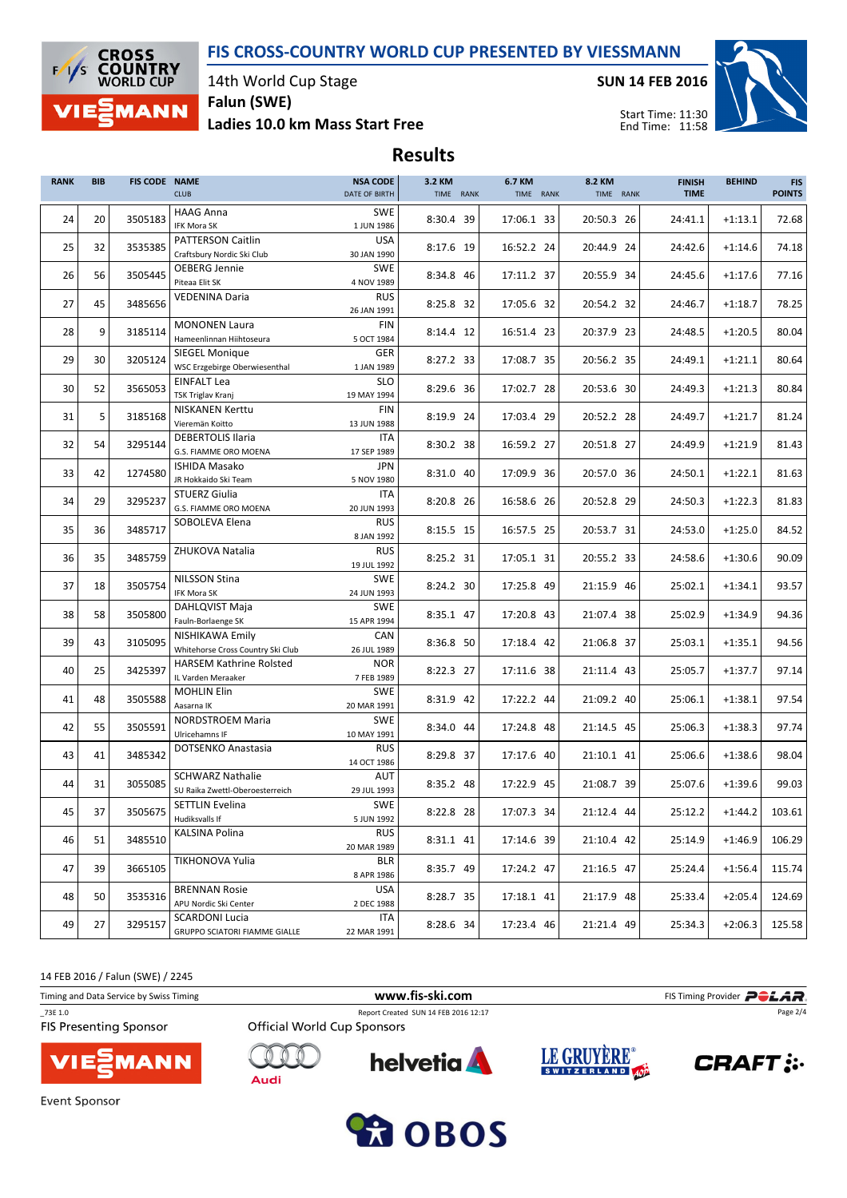# FIS CROSS-COUNTRY WORLD CUP PRESENTED BY VIESSMANN

14th World Cup Stage
**Falun (SWE)**
**Ladies 10.0 km Mass Start Free**

**SUN 14 FEB 2016**

Start Time: 11:30
End Time: 11:58

## Results

| RANK | BIB | FIS CODE | NAME / CLUB | NSA CODE / DATE OF BIRTH | 3.2 KM TIME | 3.2 KM RANK | 6.7 KM TIME | 6.7 KM RANK | 8.2 KM TIME | 8.2 KM RANK | FINISH TIME | BEHIND | FIS POINTS |
|---|---|---|---|---|---|---|---|---|---|---|---|---|---|
| 24 | 20 | 3505183 | HAAG Anna / IFK Mora SK | SWE / 1 JUN 1986 | 8:30.4 | 39 | 17:06.1 | 33 | 20:50.3 | 26 | 24:41.1 | +1:13.1 | 72.68 |
| 25 | 32 | 3535385 | PATTERSON Caitlin / Craftsbury Nordic Ski Club | USA / 30 JAN 1990 | 8:17.6 | 19 | 16:52.2 | 24 | 20:44.9 | 24 | 24:42.6 | +1:14.6 | 74.18 |
| 26 | 56 | 3505445 | OEBERG Jennie / Piteaa Elit SK | SWE / 4 NOV 1989 | 8:34.8 | 46 | 17:11.2 | 37 | 20:55.9 | 34 | 24:45.6 | +1:17.6 | 77.16 |
| 27 | 45 | 3485656 | VEDENINA Daria | RUS / 26 JAN 1991 | 8:25.8 | 32 | 17:05.6 | 32 | 20:54.2 | 32 | 24:46.7 | +1:18.7 | 78.25 |
| 28 | 9 | 3185114 | MONONEN Laura / Hameenlinnan Hiihtoseura | FIN / 5 OCT 1984 | 8:14.4 | 12 | 16:51.4 | 23 | 20:37.9 | 23 | 24:48.5 | +1:20.5 | 80.04 |
| 29 | 30 | 3205124 | SIEGEL Monique / WSC Erzgebirge Oberwiesenthal | GER / 1 JAN 1989 | 8:27.2 | 33 | 17:08.7 | 35 | 20:56.2 | 35 | 24:49.1 | +1:21.1 | 80.64 |
| 30 | 52 | 3565053 | EINFALT Lea / TSK Triglav Kranj | SLO / 19 MAY 1994 | 8:29.6 | 36 | 17:02.7 | 28 | 20:53.6 | 30 | 24:49.3 | +1:21.3 | 80.84 |
| 31 | 5 | 3185168 | NISKANEN Kerttu / Vieremän Koitto | FIN / 13 JUN 1988 | 8:19.9 | 24 | 17:03.4 | 29 | 20:52.2 | 28 | 24:49.7 | +1:21.7 | 81.24 |
| 32 | 54 | 3295144 | DEBERTOLIS Ilaria / G.S. FIAMME ORO MOENA | ITA / 17 SEP 1989 | 8:30.2 | 38 | 16:59.2 | 27 | 20:51.8 | 27 | 24:49.9 | +1:21.9 | 81.43 |
| 33 | 42 | 1274580 | ISHIDA Masako / JR Hokkaido Ski Team | JPN / 5 NOV 1980 | 8:31.0 | 40 | 17:09.9 | 36 | 20:57.0 | 36 | 24:50.1 | +1:22.1 | 81.63 |
| 34 | 29 | 3295237 | STUERZ Giulia / G.S. FIAMME ORO MOENA | ITA / 20 JUN 1993 | 8:20.8 | 26 | 16:58.6 | 26 | 20:52.8 | 29 | 24:50.3 | +1:22.3 | 81.83 |
| 35 | 36 | 3485717 | SOBOLEVA Elena | RUS / 8 JAN 1992 | 8:15.5 | 15 | 16:57.5 | 25 | 20:53.7 | 31 | 24:53.0 | +1:25.0 | 84.52 |
| 36 | 35 | 3485759 | ZHUKOVA Natalia | RUS / 19 JUL 1992 | 8:25.2 | 31 | 17:05.1 | 31 | 20:55.2 | 33 | 24:58.6 | +1:30.6 | 90.09 |
| 37 | 18 | 3505754 | NILSSON Stina / IFK Mora SK | SWE / 24 JUN 1993 | 8:24.2 | 30 | 17:25.8 | 49 | 21:15.9 | 46 | 25:02.1 | +1:34.1 | 93.57 |
| 38 | 58 | 3505800 | DAHLQVIST Maja / Fauln-Borlaenge SK | SWE / 15 APR 1994 | 8:35.1 | 47 | 17:20.8 | 43 | 21:07.4 | 38 | 25:02.9 | +1:34.9 | 94.36 |
| 39 | 43 | 3105095 | NISHIKAWA Emily / Whitehorse Cross Country Ski Club | CAN / 26 JUL 1989 | 8:36.8 | 50 | 17:18.4 | 42 | 21:06.8 | 37 | 25:03.1 | +1:35.1 | 94.56 |
| 40 | 25 | 3425397 | HARSEM Kathrine Rolsted / IL Varden Meraaker | NOR / 7 FEB 1989 | 8:22.3 | 27 | 17:11.6 | 38 | 21:11.4 | 43 | 25:05.7 | +1:37.7 | 97.14 |
| 41 | 48 | 3505588 | MOHLIN Elin / Aasarna IK | SWE / 20 MAR 1991 | 8:31.9 | 42 | 17:22.2 | 44 | 21:09.2 | 40 | 25:06.1 | +1:38.1 | 97.54 |
| 42 | 55 | 3505591 | NORDSTROEM Maria / Ulricehamns IF | SWE / 10 MAY 1991 | 8:34.0 | 44 | 17:24.8 | 48 | 21:14.5 | 45 | 25:06.3 | +1:38.3 | 97.74 |
| 43 | 41 | 3485342 | DOTSENKO Anastasia | RUS / 14 OCT 1986 | 8:29.8 | 37 | 17:17.6 | 40 | 21:10.1 | 41 | 25:06.6 | +1:38.6 | 98.04 |
| 44 | 31 | 3055085 | SCHWARZ Nathalie / SU Raika Zwettl-Oberoesterreich | AUT / 29 JUL 1993 | 8:35.2 | 48 | 17:22.9 | 45 | 21:08.7 | 39 | 25:07.6 | +1:39.6 | 99.03 |
| 45 | 37 | 3505675 | SETTLIN Evelina / Hudiksvalls If | SWE / 5 JUN 1992 | 8:22.8 | 28 | 17:07.3 | 34 | 21:12.4 | 44 | 25:12.2 | +1:44.2 | 103.61 |
| 46 | 51 | 3485510 | KALSINA Polina | RUS / 20 MAR 1989 | 8:31.1 | 41 | 17:14.6 | 39 | 21:10.4 | 42 | 25:14.9 | +1:46.9 | 106.29 |
| 47 | 39 | 3665105 | TIKHONOVA Yulia | BLR / 8 APR 1986 | 8:35.7 | 49 | 17:24.2 | 47 | 21:16.5 | 47 | 25:24.4 | +1:56.4 | 115.74 |
| 48 | 50 | 3535316 | BRENNAN Rosie / APU Nordic Ski Center | USA / 2 DEC 1988 | 8:28.7 | 35 | 17:18.1 | 41 | 21:17.9 | 48 | 25:33.4 | +2:05.4 | 124.69 |
| 49 | 27 | 3295157 | SCARDONI Lucia / GRUPPO SCIATORI FIAMME GIALLE | ITA / 22 MAR 1991 | 8:28.6 | 34 | 17:23.4 | 46 | 21:21.4 | 49 | 25:34.3 | +2:06.3 | 125.58 |

14 FEB 2016 / Falun (SWE) / 2245

Timing and Data Service by Swiss Timing — www.fis-ski.com — FIS Timing Provider POLAR

_73E 1.0 — Report Created SUN 14 FEB 2016 12:17

FIS Presenting Sponsor: VIESSMANN
Official World Cup Sponsors: Audi, helvetia, LE GRUYÈRE SWITZERLAND AOP, CRAFT
Event Sponsor: OBOS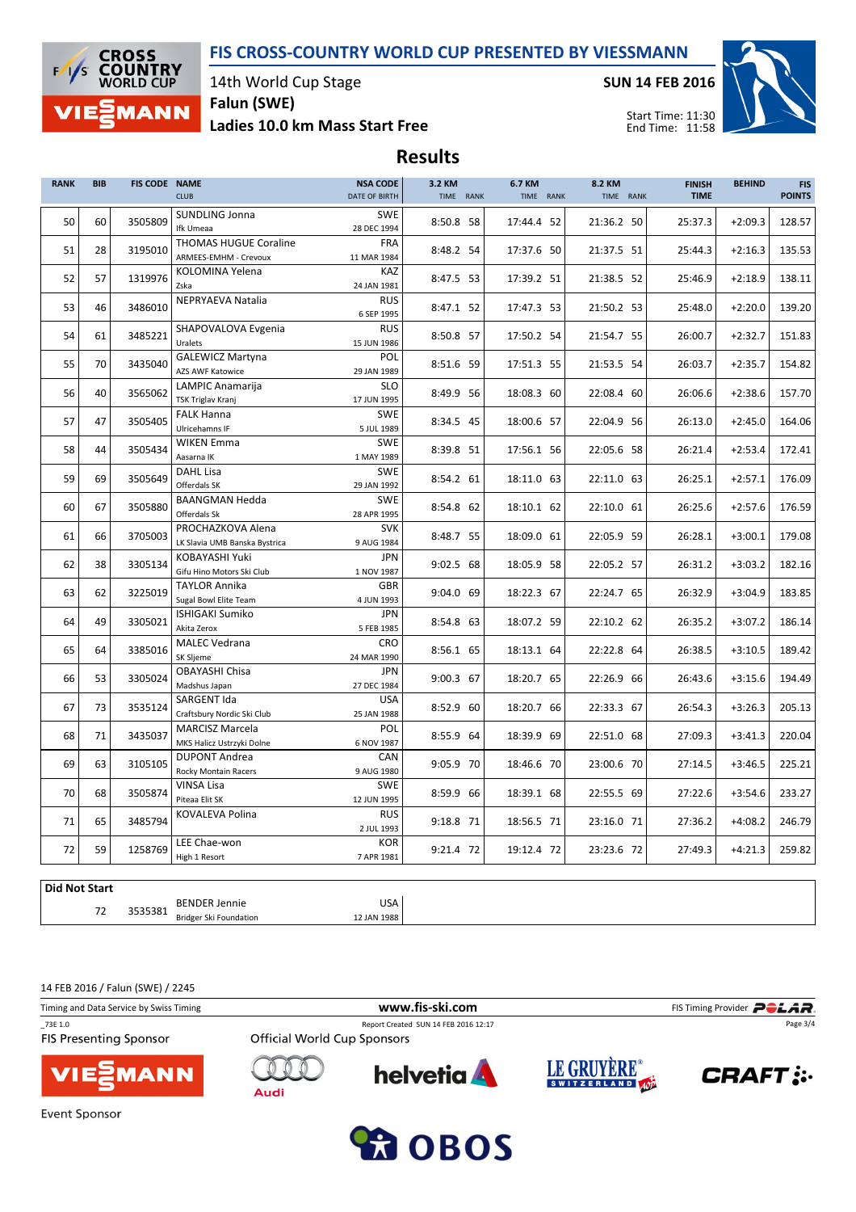# FIS CROSS-COUNTRY WORLD CUP PRESENTED BY VIESSMANN

14th World Cup Stage
Falun (SWE)
Ladies 10.0 km Mass Start Free

SUN 14 FEB 2016
Start Time: 11:30
End Time: 11:58

## Results

| RANK | BIB | FIS CODE | NAME / CLUB | NSA CODE / DATE OF BIRTH | 3.2 KM TIME | RANK | 6.7 KM TIME | RANK | 8.2 KM TIME | RANK | FINISH TIME | BEHIND | FIS POINTS |
|---|---|---|---|---|---|---|---|---|---|---|---|---|---|
| 50 | 60 | 3505809 | SUNDLING Jonna / Ifk Umeaa | SWE / 28 DEC 1994 | 8:50.8 | 58 | 17:44.4 | 52 | 21:36.2 | 50 | 25:37.3 | +2:09.3 | 128.57 |
| 51 | 28 | 3195010 | THOMAS HUGUE Coraline / ARMEES-EMHM - Crevoux | FRA / 11 MAR 1984 | 8:48.2 | 54 | 17:37.6 | 50 | 21:37.5 | 51 | 25:44.3 | +2:16.3 | 135.53 |
| 52 | 57 | 1319976 | KOLOMINA Yelena / Zska | KAZ / 24 JAN 1981 | 8:47.5 | 53 | 17:39.2 | 51 | 21:38.5 | 52 | 25:46.9 | +2:18.9 | 138.11 |
| 53 | 46 | 3486010 | NEPRYAEVA Natalia | RUS / 6 SEP 1995 | 8:47.1 | 52 | 17:47.3 | 53 | 21:50.2 | 53 | 25:48.0 | +2:20.0 | 139.20 |
| 54 | 61 | 3485221 | SHAPOVALOVA Evgenia / Uralets | RUS / 15 JUN 1986 | 8:50.8 | 57 | 17:50.2 | 54 | 21:54.7 | 55 | 26:00.7 | +2:32.7 | 151.83 |
| 55 | 70 | 3435040 | GALEWICZ Martyna / AZS AWF Katowice | POL / 29 JAN 1989 | 8:51.6 | 59 | 17:51.3 | 55 | 21:53.5 | 54 | 26:03.7 | +2:35.7 | 154.82 |
| 56 | 40 | 3565062 | LAMPIC Anamarija / TSK Triglav Kranj | SLO / 17 JUN 1995 | 8:49.9 | 56 | 18:08.3 | 60 | 22:08.4 | 60 | 26:06.6 | +2:38.6 | 157.70 |
| 57 | 47 | 3505405 | FALK Hanna / Ulricehamns IF | SWE / 5 JUL 1989 | 8:34.5 | 45 | 18:00.6 | 57 | 22:04.9 | 56 | 26:13.0 | +2:45.0 | 164.06 |
| 58 | 44 | 3505434 | WIKEN Emma / Aasarna IK | SWE / 1 MAY 1989 | 8:39.8 | 51 | 17:56.1 | 56 | 22:05.6 | 58 | 26:21.4 | +2:53.4 | 172.41 |
| 59 | 69 | 3505649 | DAHL Lisa / Offerdals SK | SWE / 29 JAN 1992 | 8:54.2 | 61 | 18:11.0 | 63 | 22:11.0 | 63 | 26:25.1 | +2:57.1 | 176.09 |
| 60 | 67 | 3505880 | BAANGMAN Hedda / Offerdals Sk | SWE / 28 APR 1995 | 8:54.8 | 62 | 18:10.1 | 62 | 22:10.0 | 61 | 26:25.6 | +2:57.6 | 176.59 |
| 61 | 66 | 3705003 | PROCHAZKOVA Alena / LK Slavia UMB Banska Bystrica | SVK / 9 AUG 1984 | 8:48.7 | 55 | 18:09.0 | 61 | 22:05.9 | 59 | 26:28.1 | +3:00.1 | 179.08 |
| 62 | 38 | 3305134 | KOBAYASHI Yuki / Gifu Hino Motors Ski Club | JPN / 1 NOV 1987 | 9:02.5 | 68 | 18:05.9 | 58 | 22:05.2 | 57 | 26:31.2 | +3:03.2 | 182.16 |
| 63 | 62 | 3225019 | TAYLOR Annika / Sugal Bowl Elite Team | GBR / 4 JUN 1993 | 9:04.0 | 69 | 18:22.3 | 67 | 22:24.7 | 65 | 26:32.9 | +3:04.9 | 183.85 |
| 64 | 49 | 3305021 | ISHIGAKI Sumiko / Akita Zerox | JPN / 5 FEB 1985 | 8:54.8 | 63 | 18:07.2 | 59 | 22:10.2 | 62 | 26:35.2 | +3:07.2 | 186.14 |
| 65 | 64 | 3385016 | MALEC Vedrana / SK Sljeme | CRO / 24 MAR 1990 | 8:56.1 | 65 | 18:13.1 | 64 | 22:22.8 | 64 | 26:38.5 | +3:10.5 | 189.42 |
| 66 | 53 | 3305024 | OBAYASHI Chisa / Madshus Japan | JPN / 27 DEC 1984 | 9:00.3 | 67 | 18:20.7 | 65 | 22:26.9 | 66 | 26:43.6 | +3:15.6 | 194.49 |
| 67 | 73 | 3535124 | SARGENT Ida / Craftsbury Nordic Ski Club | USA / 25 JAN 1988 | 8:52.9 | 60 | 18:20.7 | 66 | 22:33.3 | 67 | 26:54.3 | +3:26.3 | 205.13 |
| 68 | 71 | 3435037 | MARCISZ Marcela / MKS Halicz Ustrzyki Dolne | POL / 6 NOV 1987 | 8:55.9 | 64 | 18:39.9 | 69 | 22:51.0 | 68 | 27:09.3 | +3:41.3 | 220.04 |
| 69 | 63 | 3105105 | DUPONT Andrea / Rocky Montain Racers | CAN / 9 AUG 1980 | 9:05.9 | 70 | 18:46.6 | 70 | 23:00.6 | 70 | 27:14.5 | +3:46.5 | 225.21 |
| 70 | 68 | 3505874 | VINSA Lisa / Piteaa Elit SK | SWE / 12 JUN 1995 | 8:59.9 | 66 | 18:39.1 | 68 | 22:55.5 | 69 | 27:22.6 | +3:54.6 | 233.27 |
| 71 | 65 | 3485794 | KOVALEVA Polina | RUS / 2 JUL 1993 | 9:18.8 | 71 | 18:56.5 | 71 | 23:16.0 | 71 | 27:36.2 | +4:08.2 | 246.79 |
| 72 | 59 | 1258769 | LEE Chae-won / High 1 Resort | KOR / 7 APR 1981 | 9:21.4 | 72 | 19:12.4 | 72 | 23:23.6 | 72 | 27:49.3 | +4:21.3 | 259.82 |

### Did Not Start

| BIB | FIS CODE | NAME / CLUB | NSA CODE / DATE OF BIRTH |
|---|---|---|---|
| 72 | 3535381 | BENDER Jennie / Bridger Ski Foundation | USA / 12 JAN 1988 |

14 FEB 2016 / Falun (SWE) / 2245

Timing and Data Service by Swiss Timing — www.fis-ski.com — FIS Timing Provider POLAR

_73E 1.0 — Report Created SUN 14 FEB 2016 12:17

FIS Presenting Sponsor: VIESSMANN — Official World Cup Sponsors: Audi, helvetia, LE GRUYÈRE SWITZERLAND AOP, CRAFT

Event Sponsor: OBOS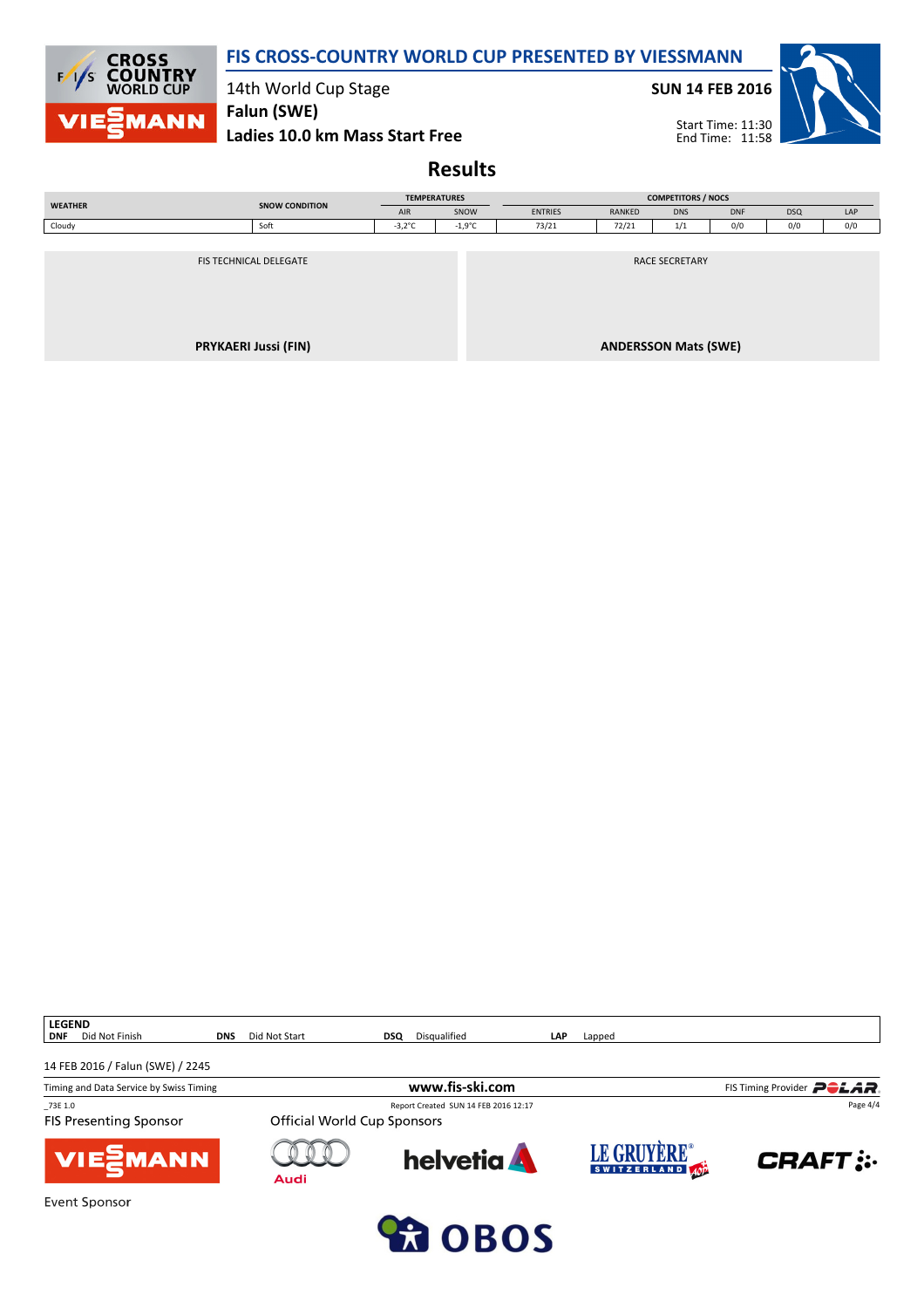# FIS CROSS-COUNTRY WORLD CUP PRESENTED BY VIESSMANN

14th World Cup Stage

**SUN 14 FEB 2016**

**Falun (SWE)**

**Ladies 10.0 km Mass Start Free**

Start Time: 11:30
End Time: 11:58

## Results

| WEATHER | SNOW CONDITION | TEMPERATURES | | COMPETITORS / NOCS | | | | | |
|---|---|---|---|---|---|---|---|---|---|
| | | AIR | SNOW | ENTRIES | RANKED | DNS | DNF | DSQ | LAP |
| Cloudy | Soft | -3,2°C | -1,9°C | 73/21 | 72/21 | 1/1 | 0/0 | 0/0 | 0/0 |

| FIS TECHNICAL DELEGATE | RACE SECRETARY |
|---|---|
| **PRYKAERI Jussi (FIN)** | **ANDERSSON Mats (SWE)** |

**LEGEND**

**DNF** Did Not Finish **DNS** Did Not Start **DSQ** Disqualified **LAP** Lapped

14 FEB 2016 / Falun (SWE) / 2245

Timing and Data Service by Swiss Timing

www.fis-ski.com

FIS Timing Provider POLAR

_73E 1.0

Report Created SUN 14 FEB 2016 12:17

FIS Presenting Sponsor

Official World Cup Sponsors

Event Sponsor